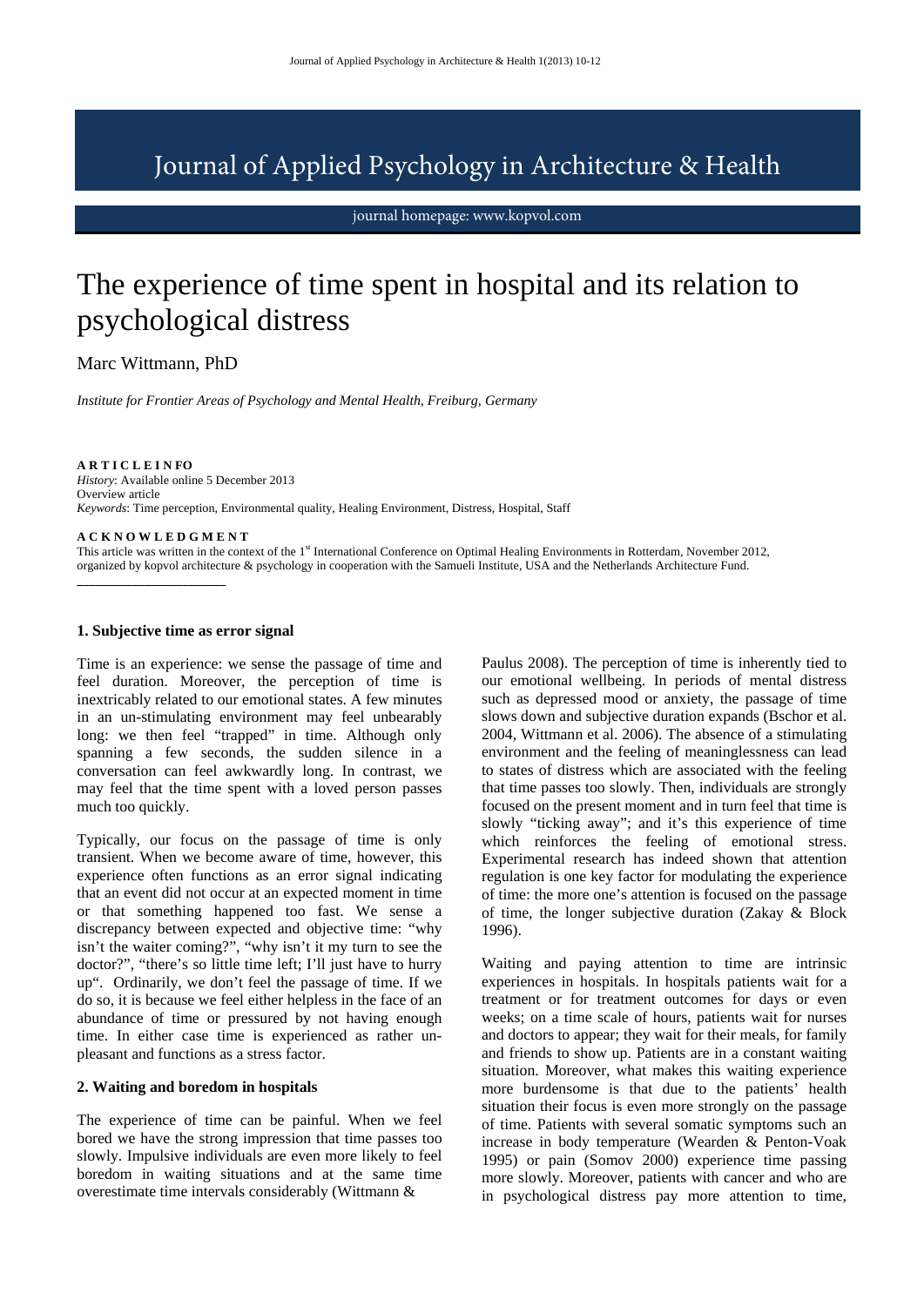# Journal of Applied Psychology in Architecture & Health

journal homepage: www.kopvol.com

# The experience of time spent in hospital and its relation to psychological distress

Marc Wittmann, PhD

*Institute for Frontier Areas of Psychology and Mental Health, Freiburg, Germany*

**A R T I C L E I N FO**

*History*: Available online 5 December 2013
Overview article
*Keywords*: Time perception, Environmental quality, Healing Environment, Distress, Hospital, Staff

**A C K N O W L E D G M E N T**

This article was written in the context of the 1st International Conference on Optimal Healing Environments in Rotterdam, November 2012, organized by kopvol architecture & psychology in cooperation with the Samueli Institute, USA and the Netherlands Architecture Fund.

### 1. Subjective time as error signal

Time is an experience: we sense the passage of time and feel duration. Moreover, the perception of time is inextricably related to our emotional states. A few minutes in an un-stimulating environment may feel unbearably long: we then feel "trapped" in time. Although only spanning a few seconds, the sudden silence in a conversation can feel awkwardly long. In contrast, we may feel that the time spent with a loved person passes much too quickly.

Typically, our focus on the passage of time is only transient. When we become aware of time, however, this experience often functions as an error signal indicating that an event did not occur at an expected moment in time or that something happened too fast. We sense a discrepancy between expected and objective time: "why isn't the waiter coming?", "why isn't it my turn to see the doctor?", "there's so little time left; I'll just have to hurry up". Ordinarily, we don't feel the passage of time. If we do so, it is because we feel either helpless in the face of an abundance of time or pressured by not having enough time. In either case time is experienced as rather un-pleasant and functions as a stress factor.

### 2. Waiting and boredom in hospitals

The experience of time can be painful. When we feel bored we have the strong impression that time passes too slowly. Impulsive individuals are even more likely to feel boredom in waiting situations and at the same time overestimate time intervals considerably (Wittmann & Paulus 2008). The perception of time is inherently tied to our emotional wellbeing. In periods of mental distress such as depressed mood or anxiety, the passage of time slows down and subjective duration expands (Bschor et al. 2004, Wittmann et al. 2006). The absence of a stimulating environment and the feeling of meaninglessness can lead to states of distress which are associated with the feeling that time passes too slowly. Then, individuals are strongly focused on the present moment and in turn feel that time is slowly "ticking away"; and it's this experience of time which reinforces the feeling of emotional stress. Experimental research has indeed shown that attention regulation is one key factor for modulating the experience of time: the more one's attention is focused on the passage of time, the longer subjective duration (Zakay & Block 1996).

Waiting and paying attention to time are intrinsic experiences in hospitals. In hospitals patients wait for a treatment or for treatment outcomes for days or even weeks; on a time scale of hours, patients wait for nurses and doctors to appear; they wait for their meals, for family and friends to show up. Patients are in a constant waiting situation. Moreover, what makes this waiting experience more burdensome is that due to the patients' health situation their focus is even more strongly on the passage of time. Patients with several somatic symptoms such an increase in body temperature (Wearden & Penton-Voak 1995) or pain (Somov 2000) experience time passing more slowly. Moreover, patients with cancer and who are in psychological distress pay more attention to time,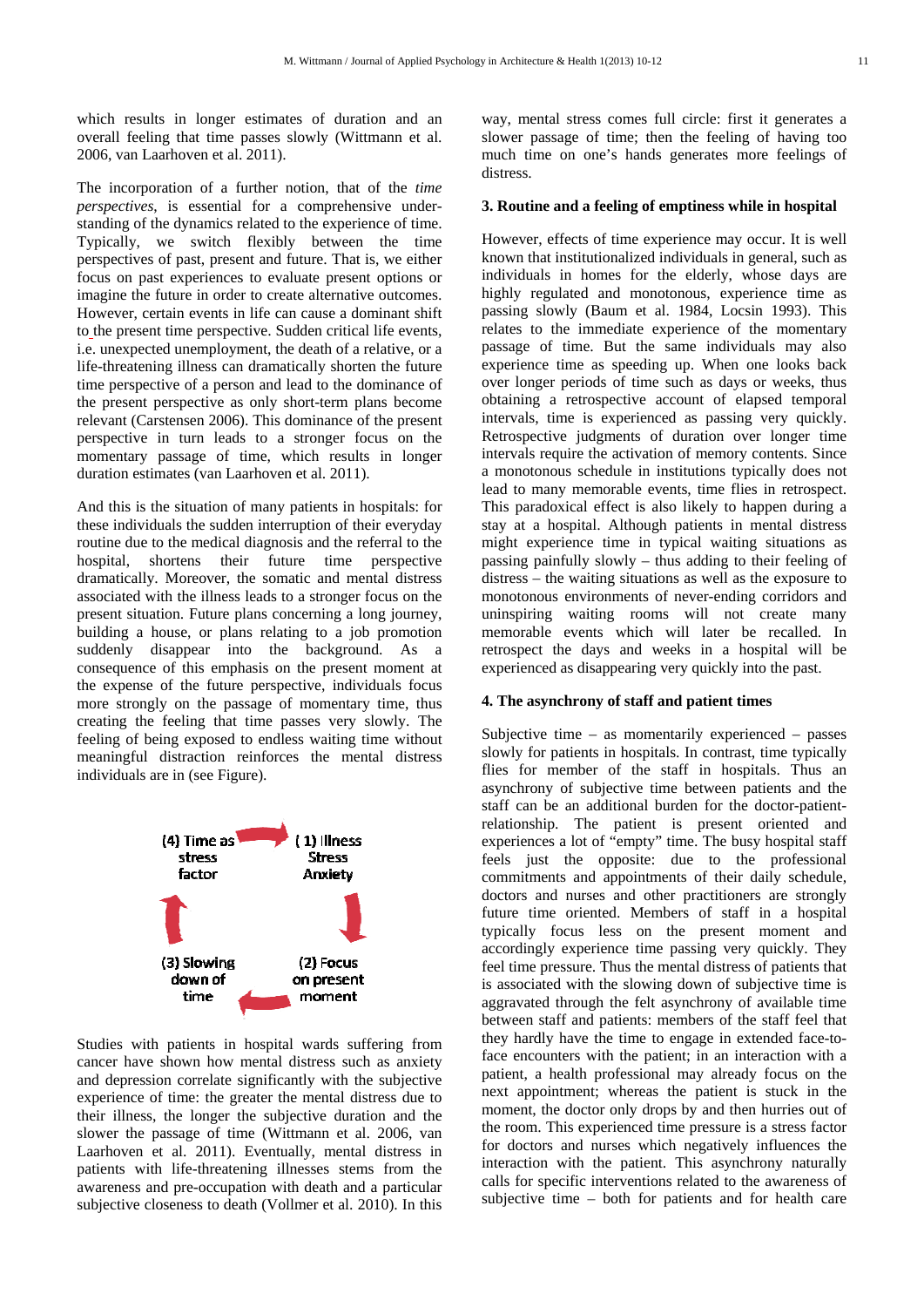which results in longer estimates of duration and an overall feeling that time passes slowly (Wittmann et al. 2006, van Laarhoven et al. 2011).

The incorporation of a further notion, that of the *time perspectives*, is essential for a comprehensive understanding of the dynamics related to the experience of time. Typically, we switch flexibly between the time perspectives of past, present and future. That is, we either focus on past experiences to evaluate present options or imagine the future in order to create alternative outcomes. However, certain events in life can cause a dominant shift to the present time perspective. Sudden critical life events, i.e. unexpected unemployment, the death of a relative, or a life-threatening illness can dramatically shorten the future time perspective of a person and lead to the dominance of the present perspective as only short-term plans become relevant (Carstensen 2006). This dominance of the present perspective in turn leads to a stronger focus on the momentary passage of time, which results in longer duration estimates (van Laarhoven et al. 2011).

And this is the situation of many patients in hospitals: for these individuals the sudden interruption of their everyday routine due to the medical diagnosis and the referral to the hospital, shortens their future time perspective dramatically. Moreover, the somatic and mental distress associated with the illness leads to a stronger focus on the present situation. Future plans concerning a long journey, building a house, or plans relating to a job promotion suddenly disappear into the background. As a consequence of this emphasis on the present moment at the expense of the future perspective, individuals focus more strongly on the passage of momentary time, thus creating the feeling that time passes very slowly. The feeling of being exposed to endless waiting time without meaningful distraction reinforces the mental distress individuals are in (see Figure).

(4) Time as stress factor → (1) Illness Stress Anxiety → (2) Focus on present moment → (3) Slowing down of time → (4) Time as stress factor

Studies with patients in hospital wards suffering from cancer have shown how mental distress such as anxiety and depression correlate significantly with the subjective experience of time: the greater the mental distress due to their illness, the longer the subjective duration and the slower the passage of time (Wittmann et al. 2006, van Laarhoven et al. 2011). Eventually, mental distress in patients with life-threatening illnesses stems from the awareness and pre-occupation with death and a particular subjective closeness to death (Vollmer et al. 2010). In this way, mental stress comes full circle: first it generates a slower passage of time; then the feeling of having too much time on one's hands generates more feelings of distress.

## 3. Routine and a feeling of emptiness while in hospital

However, effects of time experience may occur. It is well known that institutionalized individuals in general, such as individuals in homes for the elderly, whose days are highly regulated and monotonous, experience time as passing slowly (Baum et al. 1984, Locsin 1993). This relates to the immediate experience of the momentary passage of time. But the same individuals may also experience time as speeding up. When one looks back over longer periods of time such as days or weeks, thus obtaining a retrospective account of elapsed temporal intervals, time is experienced as passing very quickly. Retrospective judgments of duration over longer time intervals require the activation of memory contents. Since a monotonous schedule in institutions typically does not lead to many memorable events, time flies in retrospect. This paradoxical effect is also likely to happen during a stay at a hospital. Although patients in mental distress might experience time in typical waiting situations as passing painfully slowly – thus adding to their feeling of distress – the waiting situations as well as the exposure to monotonous environments of never-ending corridors and uninspiring waiting rooms will not create many memorable events which will later be recalled. In retrospect the days and weeks in a hospital will be experienced as disappearing very quickly into the past.

## 4. The asynchrony of staff and patient times

Subjective time – as momentarily experienced – passes slowly for patients in hospitals. In contrast, time typically flies for member of the staff in hospitals. Thus an asynchrony of subjective time between patients and the staff can be an additional burden for the doctor-patient-relationship. The patient is present oriented and experiences a lot of "empty" time. The busy hospital staff feels just the opposite: due to the professional commitments and appointments of their daily schedule, doctors and nurses and other practitioners are strongly future time oriented. Members of staff in a hospital typically focus less on the present moment and accordingly experience time passing very quickly. They feel time pressure. Thus the mental distress of patients that is associated with the slowing down of subjective time is aggravated through the felt asynchrony of available time between staff and patients: members of the staff feel that they hardly have the time to engage in extended face-to-face encounters with the patient; in an interaction with a patient, a health professional may already focus on the next appointment; whereas the patient is stuck in the moment, the doctor only drops by and then hurries out of the room. This experienced time pressure is a stress factor for doctors and nurses which negatively influences the interaction with the patient. This asynchrony naturally calls for specific interventions related to the awareness of subjective time – both for patients and for health care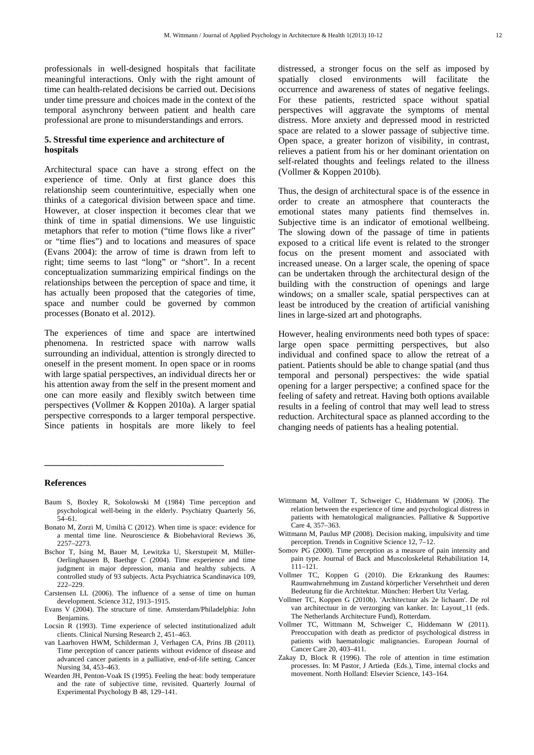professionals in well-designed hospitals that facilitate meaningful interactions. Only with the right amount of time can health-related decisions be carried out. Decisions under time pressure and choices made in the context of the temporal asynchrony between patient and health care professional are prone to misunderstandings and errors.

## 5. Stressful time experience and architecture of hospitals

Architectural space can have a strong effect on the experience of time. Only at first glance does this relationship seem counterintuitive, especially when one thinks of a categorical division between space and time. However, at closer inspection it becomes clear that we think of time in spatial dimensions. We use linguistic metaphors that refer to motion ("time flows like a river" or "time flies") and to locations and measures of space (Evans 2004): the arrow of time is drawn from left to right; time seems to last "long" or "short". In a recent conceptualization summarizing empirical findings on the relationships between the perception of space and time, it has actually been proposed that the categories of time, space and number could be governed by common processes (Bonato et al. 2012).

The experiences of time and space are intertwined phenomena. In restricted space with narrow walls surrounding an individual, attention is strongly directed to oneself in the present moment. In open space or in rooms with large spatial perspectives, an individual directs her or his attention away from the self in the present moment and one can more easily and flexibly switch between time perspectives (Vollmer & Koppen 2010a). A larger spatial perspective corresponds to a larger temporal perspective. Since patients in hospitals are more likely to feel distressed, a stronger focus on the self as imposed by spatially closed environments will facilitate the occurrence and awareness of states of negative feelings. For these patients, restricted space without spatial perspectives will aggravate the symptoms of mental distress. More anxiety and depressed mood in restricted space are related to a slower passage of subjective time. Open space, a greater horizon of visibility, in contrast, relieves a patient from his or her dominant orientation on self-related thoughts and feelings related to the illness (Vollmer & Koppen 2010b).

Thus, the design of architectural space is of the essence in order to create an atmosphere that counteracts the emotional states many patients find themselves in. Subjective time is an indicator of emotional wellbeing. The slowing down of the passage of time in patients exposed to a critical life event is related to the stronger focus on the present moment and associated with increased unease. On a larger scale, the opening of space can be undertaken through the architectural design of the building with the construction of openings and large windows; on a smaller scale, spatial perspectives can at least be introduced by the creation of artificial vanishing lines in large-sized art and photographs.

However, healing environments need both types of space: large open space permitting perspectives, but also individual and confined space to allow the retreat of a patient. Patients should be able to change spatial (and thus temporal and personal) perspectives: the wide spatial opening for a larger perspective; a confined space for the feeling of safety and retreat. Having both options available results in a feeling of control that may well lead to stress reduction. Architectural space as planned according to the changing needs of patients has a healing potential.

---

### References

- Baum S, Boxley R, Sokolowski M (1984) Time perception and psychological well-being in the elderly. Psychiatry Quarterly 56, 54–61.
- Bonato M, Zorzi M, Umiltà C (2012). When time is space: evidence for a mental time line. Neuroscience & Biobehavioral Reviews 36, 2257–2273.
- Bschor T, Ising M, Bauer M, Lewitzka U, Skerstupeit M, Müller-Oerlinghausen B, Baethge C (2004). Time experience and time judgment in major depression, mania and healthy subjects. A controlled study of 93 subjects. Acta Psychiatrica Scandinavica 109, 222–229.
- Carstensen LL (2006). The influence of a sense of time on human development. Science 312, 1913–1915.
- Evans V (2004). The structure of time. Amsterdam/Philadelphia: John Benjamins.
- Locsin R (1993). Time experience of selected institutionalized adult clients. Clinical Nursing Research 2, 451–463.
- van Laarhoven HWM, Schilderman J, Verhagen CA, Prins JB (2011). Time perception of cancer patients without evidence of disease and advanced cancer patients in a palliative, end-of-life setting. Cancer Nursing 34, 453–463.
- Wearden JH, Penton-Voak IS (1995). Feeling the heat: body temperature and the rate of subjective time, revisited. Quarterly Journal of Experimental Psychology B 48, 129–141.
- Wittmann M, Vollmer T, Schweiger C, Hiddemann W (2006). The relation between the experience of time and psychological distress in patients with hematological malignancies. Palliative & Supportive Care 4, 357–363.
- Wittmann M, Paulus MP (2008). Decision making, impulsivity and time perception. Trends in Cognitive Science 12, 7–12.
- Somov PG (2000). Time perception as a measure of pain intensity and pain type. Journal of Back and Muscoloskeletal Rehabilitation 14, 111–121.
- Vollmer TC, Koppen G (2010). Die Erkrankung des Raumes: Raumwahrnehmung im Zustand körperlicher Versehrtheit und deren Bedeutung für die Architektur. München: Herbert Utz Verlag.
- Vollmer TC, Koppen G (2010b). 'Architectuur als 2e lichaam'. De rol van architectuur in de verzorging van kanker. In: Layout_11 (eds. The Netherlands Architecture Fund), Rotterdam.
- Vollmer TC, Wittmann M, Schweiger C, Hiddemann W (2011). Preoccupation with death as predictor of psychological distress in patients with haematologic malignancies. European Journal of Cancer Care 20, 403–411.
- Zakay D, Block R (1996). The role of attention in time estimation processes. In: M Pastor, J Artieda (Eds.), Time, internal clocks and movement. North Holland: Elsevier Science, 143–164.